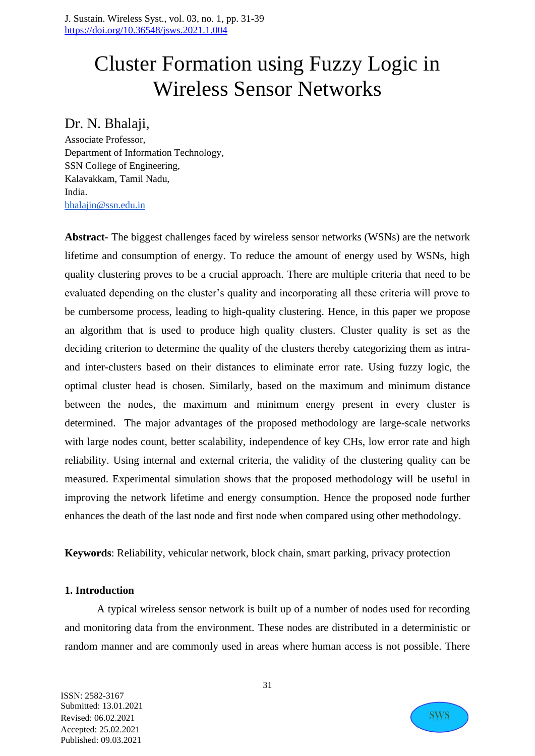# Cluster Formation using Fuzzy Logic in Wireless Sensor Networks

**Dr. N. Bhalaji,**
Associate Professor,
Department of Information Technology,
SSN College of Engineering,
Kalavakkam, Tamil Nadu,
India.
bhalajin@ssn.edu.in

**Abstract-** The biggest challenges faced by wireless sensor networks (WSNs) are the network lifetime and consumption of energy. To reduce the amount of energy used by WSNs, high quality clustering proves to be a crucial approach. There are multiple criteria that need to be evaluated depending on the cluster's quality and incorporating all these criteria will prove to be cumbersome process, leading to high-quality clustering. Hence, in this paper we propose an algorithm that is used to produce high quality clusters. Cluster quality is set as the deciding criterion to determine the quality of the clusters thereby categorizing them as intra- and inter-clusters based on their distances to eliminate error rate. Using fuzzy logic, the optimal cluster head is chosen. Similarly, based on the maximum and minimum distance between the nodes, the maximum and minimum energy present in every cluster is determined. The major advantages of the proposed methodology are large-scale networks with large nodes count, better scalability, independence of key CHs, low error rate and high reliability. Using internal and external criteria, the validity of the clustering quality can be measured. Experimental simulation shows that the proposed methodology will be useful in improving the network lifetime and energy consumption. Hence the proposed node further enhances the death of the last node and first node when compared using other methodology.

**Keywords**: Reliability, vehicular network, block chain, smart parking, privacy protection

## 1. Introduction

A typical wireless sensor network is built up of a number of nodes used for recording and monitoring data from the environment. These nodes are distributed in a deterministic or random manner and are commonly used in areas where human access is not possible. There

ISSN: 2582-3167
Submitted: 13.01.2021
Revised: 06.02.2021
Accepted: 25.02.2021
Published: 09.03.2021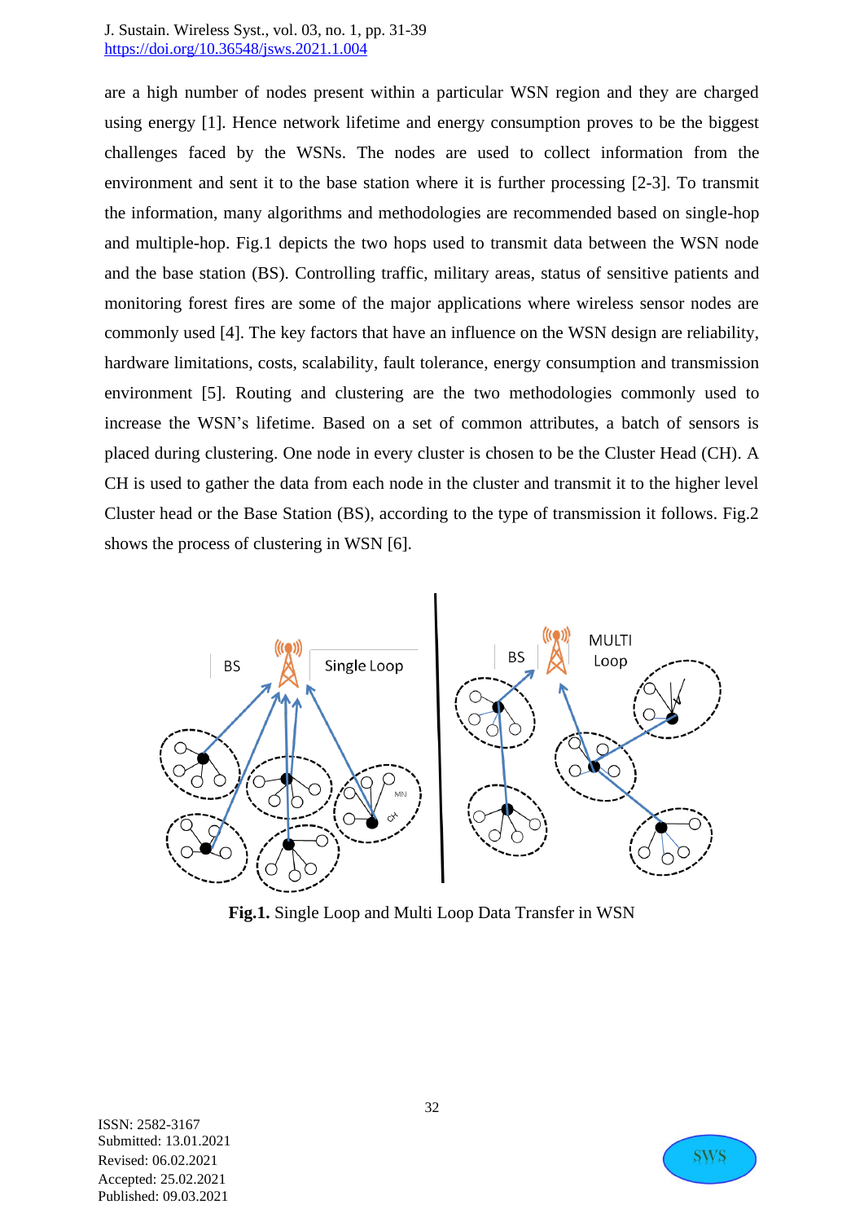are a high number of nodes present within a particular WSN region and they are charged using energy [1]. Hence network lifetime and energy consumption proves to be the biggest challenges faced by the WSNs. The nodes are used to collect information from the environment and sent it to the base station where it is further processing [2-3]. To transmit the information, many algorithms and methodologies are recommended based on single-hop and multiple-hop. Fig.1 depicts the two hops used to transmit data between the WSN node and the base station (BS). Controlling traffic, military areas, status of sensitive patients and monitoring forest fires are some of the major applications where wireless sensor nodes are commonly used [4]. The key factors that have an influence on the WSN design are reliability, hardware limitations, costs, scalability, fault tolerance, energy consumption and transmission environment [5]. Routing and clustering are the two methodologies commonly used to increase the WSN's lifetime. Based on a set of common attributes, a batch of sensors is placed during clustering. One node in every cluster is chosen to be the Cluster Head (CH). A CH is used to gather the data from each node in the cluster and transmit it to the higher level Cluster head or the Base Station (BS), according to the type of transmission it follows. Fig.2 shows the process of clustering in WSN [6].

**Fig.1.** Single Loop and Multi Loop Data Transfer in WSN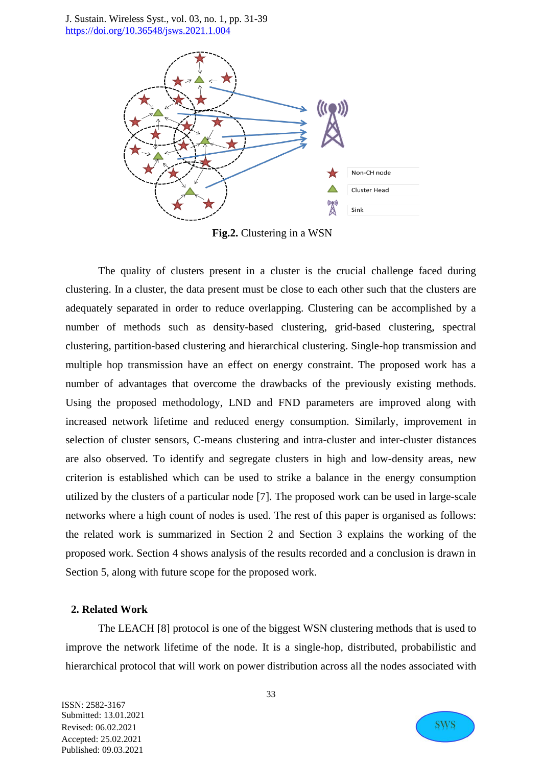**Fig.2.** Clustering in a WSN

The quality of clusters present in a cluster is the crucial challenge faced during clustering. In a cluster, the data present must be close to each other such that the clusters are adequately separated in order to reduce overlapping. Clustering can be accomplished by a number of methods such as density-based clustering, grid-based clustering, spectral clustering, partition-based clustering and hierarchical clustering. Single-hop transmission and multiple hop transmission have an effect on energy constraint. The proposed work has a number of advantages that overcome the drawbacks of the previously existing methods. Using the proposed methodology, LND and FND parameters are improved along with increased network lifetime and reduced energy consumption. Similarly, improvement in selection of cluster sensors, C-means clustering and intra-cluster and inter-cluster distances are also observed. To identify and segregate clusters in high and low-density areas, new criterion is established which can be used to strike a balance in the energy consumption utilized by the clusters of a particular node [7]. The proposed work can be used in large-scale networks where a high count of nodes is used. The rest of this paper is organised as follows: the related work is summarized in Section 2 and Section 3 explains the working of the proposed work. Section 4 shows analysis of the results recorded and a conclusion is drawn in Section 5, along with future scope for the proposed work.

## 2. Related Work

The LEACH [8] protocol is one of the biggest WSN clustering methods that is used to improve the network lifetime of the node. It is a single-hop, distributed, probabilistic and hierarchical protocol that will work on power distribution across all the nodes associated with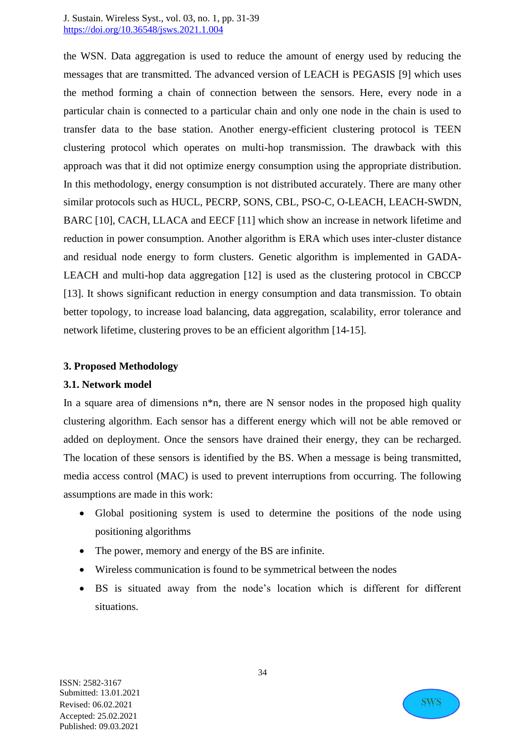the WSN. Data aggregation is used to reduce the amount of energy used by reducing the messages that are transmitted. The advanced version of LEACH is PEGASIS [9] which uses the method forming a chain of connection between the sensors. Here, every node in a particular chain is connected to a particular chain and only one node in the chain is used to transfer data to the base station. Another energy-efficient clustering protocol is TEEN clustering protocol which operates on multi-hop transmission. The drawback with this approach was that it did not optimize energy consumption using the appropriate distribution. In this methodology, energy consumption is not distributed accurately. There are many other similar protocols such as HUCL, PECRP, SONS, CBL, PSO-C, O-LEACH, LEACH-SWDN, BARC [10], CACH, LLACA and EECF [11] which show an increase in network lifetime and reduction in power consumption. Another algorithm is ERA which uses inter-cluster distance and residual node energy to form clusters. Genetic algorithm is implemented in GADA-LEACH and multi-hop data aggregation [12] is used as the clustering protocol in CBCCP [13]. It shows significant reduction in energy consumption and data transmission. To obtain better topology, to increase load balancing, data aggregation, scalability, error tolerance and network lifetime, clustering proves to be an efficient algorithm [14-15].

## 3. Proposed Methodology

### 3.1. Network model

In a square area of dimensions n*n, there are N sensor nodes in the proposed high quality clustering algorithm. Each sensor has a different energy which will not be able removed or added on deployment. Once the sensors have drained their energy, they can be recharged. The location of these sensors is identified by the BS. When a message is being transmitted, media access control (MAC) is used to prevent interruptions from occurring. The following assumptions are made in this work:

- Global positioning system is used to determine the positions of the node using positioning algorithms
- The power, memory and energy of the BS are infinite.
- Wireless communication is found to be symmetrical between the nodes
- BS is situated away from the node's location which is different for different situations.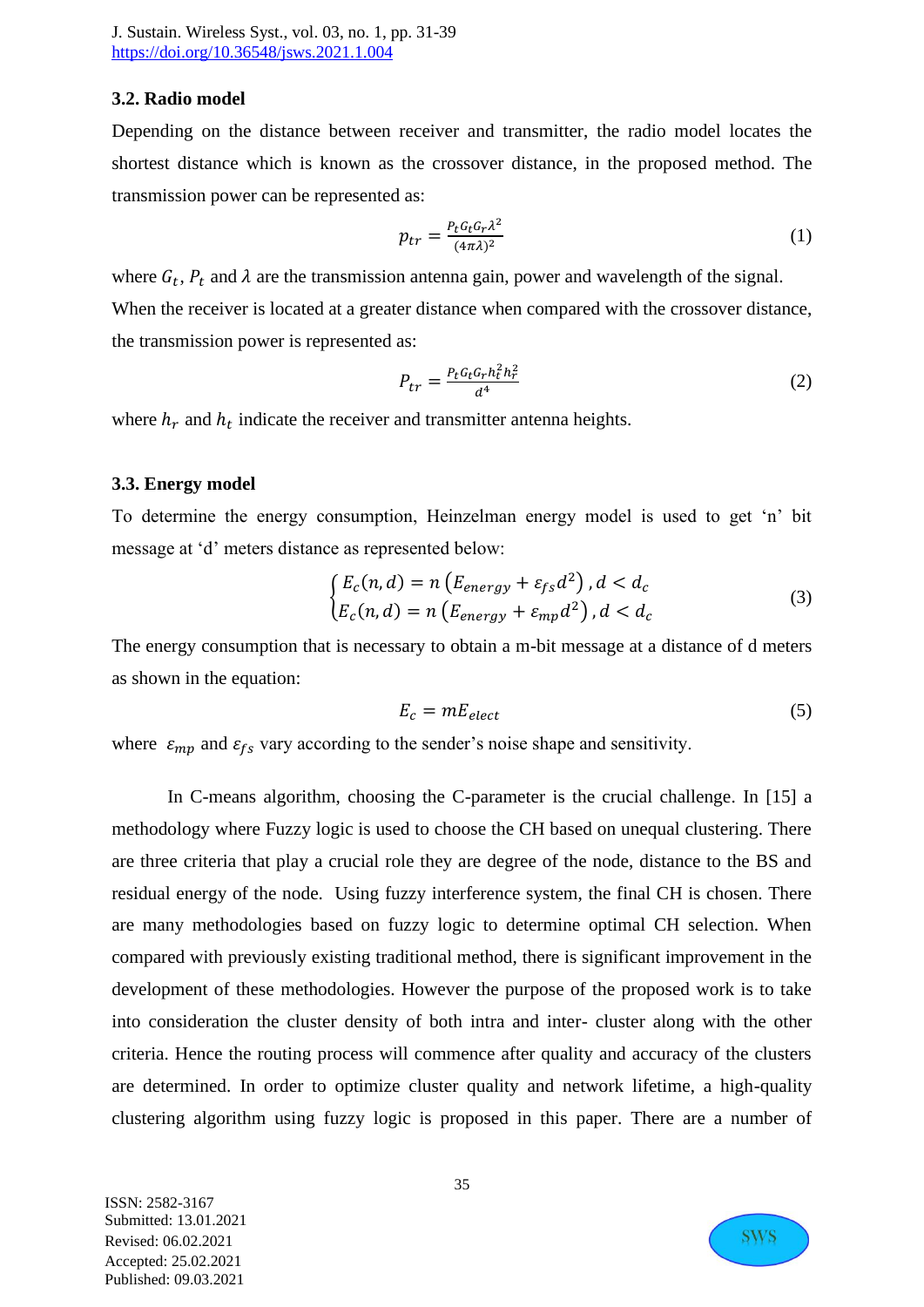### 3.2. Radio model

Depending on the distance between receiver and transmitter, the radio model locates the shortest distance which is known as the crossover distance, in the proposed method. The transmission power can be represented as:

$$p_{tr} = \frac{P_t G_t G_r \lambda^2}{(4\pi\lambda)^2} \tag{1}$$

where $G_t$, $P_t$ and $\lambda$ are the transmission antenna gain, power and wavelength of the signal. When the receiver is located at a greater distance when compared with the crossover distance, the transmission power is represented as:

$$P_{tr} = \frac{P_t G_t G_r h_t^2 h_r^2}{d^4} \tag{2}$$

where $h_r$ and $h_t$ indicate the receiver and transmitter antenna heights.

### 3.3. Energy model

To determine the energy consumption, Heinzelman energy model is used to get 'n' bit message at 'd' meters distance as represented below:

$$\begin{cases} E_c(n,d) = n\left(E_{energy} + \varepsilon_{fs} d^2\right), d < d_c \\ E_c(n,d) = n\left(E_{energy} + \varepsilon_{mp} d^2\right), d < d_c \end{cases} \tag{3}$$

The energy consumption that is necessary to obtain a m-bit message at a distance of d meters as shown in the equation:

$$E_c = mE_{elect} \tag{5}$$

where $\varepsilon_{mp}$ and $\varepsilon_{fs}$ vary according to the sender's noise shape and sensitivity.

In C-means algorithm, choosing the C-parameter is the crucial challenge. In [15] a methodology where Fuzzy logic is used to choose the CH based on unequal clustering. There are three criteria that play a crucial role they are degree of the node, distance to the BS and residual energy of the node. Using fuzzy interference system, the final CH is chosen. There are many methodologies based on fuzzy logic to determine optimal CH selection. When compared with previously existing traditional method, there is significant improvement in the development of these methodologies. However the purpose of the proposed work is to take into consideration the cluster density of both intra and inter- cluster along with the other criteria. Hence the routing process will commence after quality and accuracy of the clusters are determined. In order to optimize cluster quality and network lifetime, a high-quality clustering algorithm using fuzzy logic is proposed in this paper. There are a number of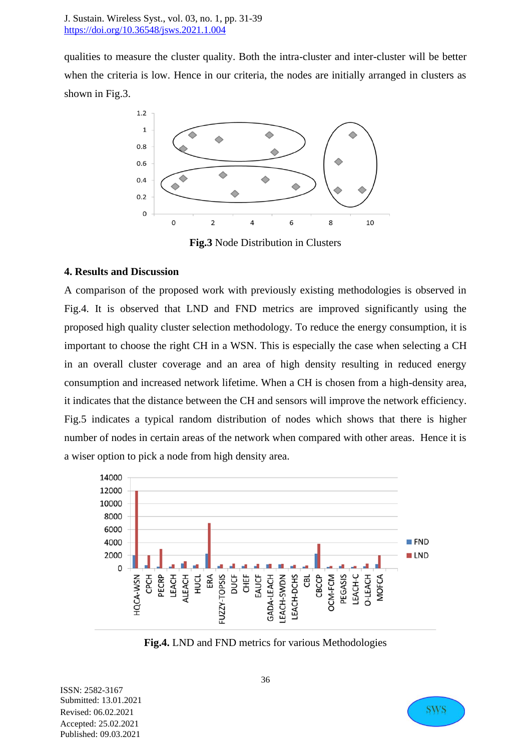qualities to measure the cluster quality. Both the intra-cluster and inter-cluster will be better when the criteria is low. Hence in our criteria, the nodes are initially arranged in clusters as shown in Fig.3.

**Fig.3** Node Distribution in Clusters

### 4. Results and Discussion

A comparison of the proposed work with previously existing methodologies is observed in Fig.4. It is observed that LND and FND metrics are improved significantly using the proposed high quality cluster selection methodology. To reduce the energy consumption, it is important to choose the right CH in a WSN. This is especially the case when selecting a CH in an overall cluster coverage and an area of high density resulting in reduced energy consumption and increased network lifetime. When a CH is chosen from a high-density area, it indicates that the distance between the CH and sensors will improve the network efficiency. Fig.5 indicates a typical random distribution of nodes which shows that there is higher number of nodes in certain areas of the network when compared with other areas. Hence it is a wiser option to pick a node from high density area.

**Fig.4.** LND and FND metrics for various Methodologies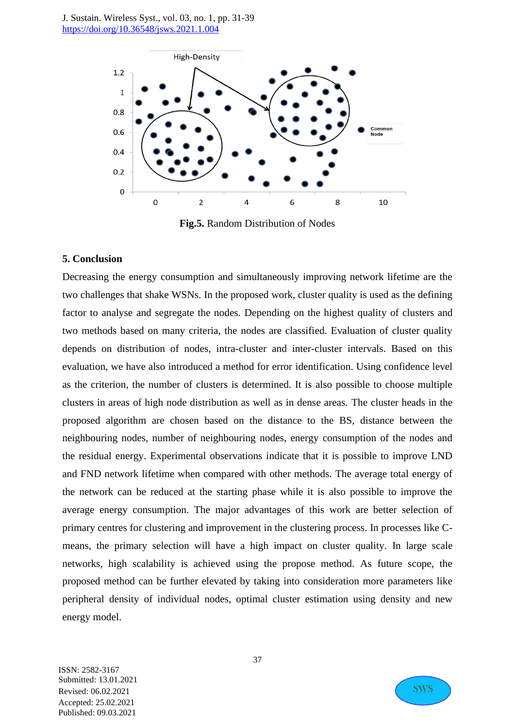**Fig.5.** Random Distribution of Nodes

## 5. Conclusion

Decreasing the energy consumption and simultaneously improving network lifetime are the two challenges that shake WSNs. In the proposed work, cluster quality is used as the defining factor to analyse and segregate the nodes. Depending on the highest quality of clusters and two methods based on many criteria, the nodes are classified. Evaluation of cluster quality depends on distribution of nodes, intra-cluster and inter-cluster intervals. Based on this evaluation, we have also introduced a method for error identification. Using confidence level as the criterion, the number of clusters is determined. It is also possible to choose multiple clusters in areas of high node distribution as well as in dense areas. The cluster heads in the proposed algorithm are chosen based on the distance to the BS, distance between the neighbouring nodes, number of neighbouring nodes, energy consumption of the nodes and the residual energy. Experimental observations indicate that it is possible to improve LND and FND network lifetime when compared with other methods. The average total energy of the network can be reduced at the starting phase while it is also possible to improve the average energy consumption. The major advantages of this work are better selection of primary centres for clustering and improvement in the clustering process. In processes like C-means, the primary selection will have a high impact on cluster quality. In large scale networks, high scalability is achieved using the propose method. As future scope, the proposed method can be further elevated by taking into consideration more parameters like peripheral density of individual nodes, optimal cluster estimation using density and new energy model.

ISSN: 2582-3167
Submitted: 13.01.2021
Revised: 06.02.2021
Accepted: 25.02.2021
Published: 09.03.2021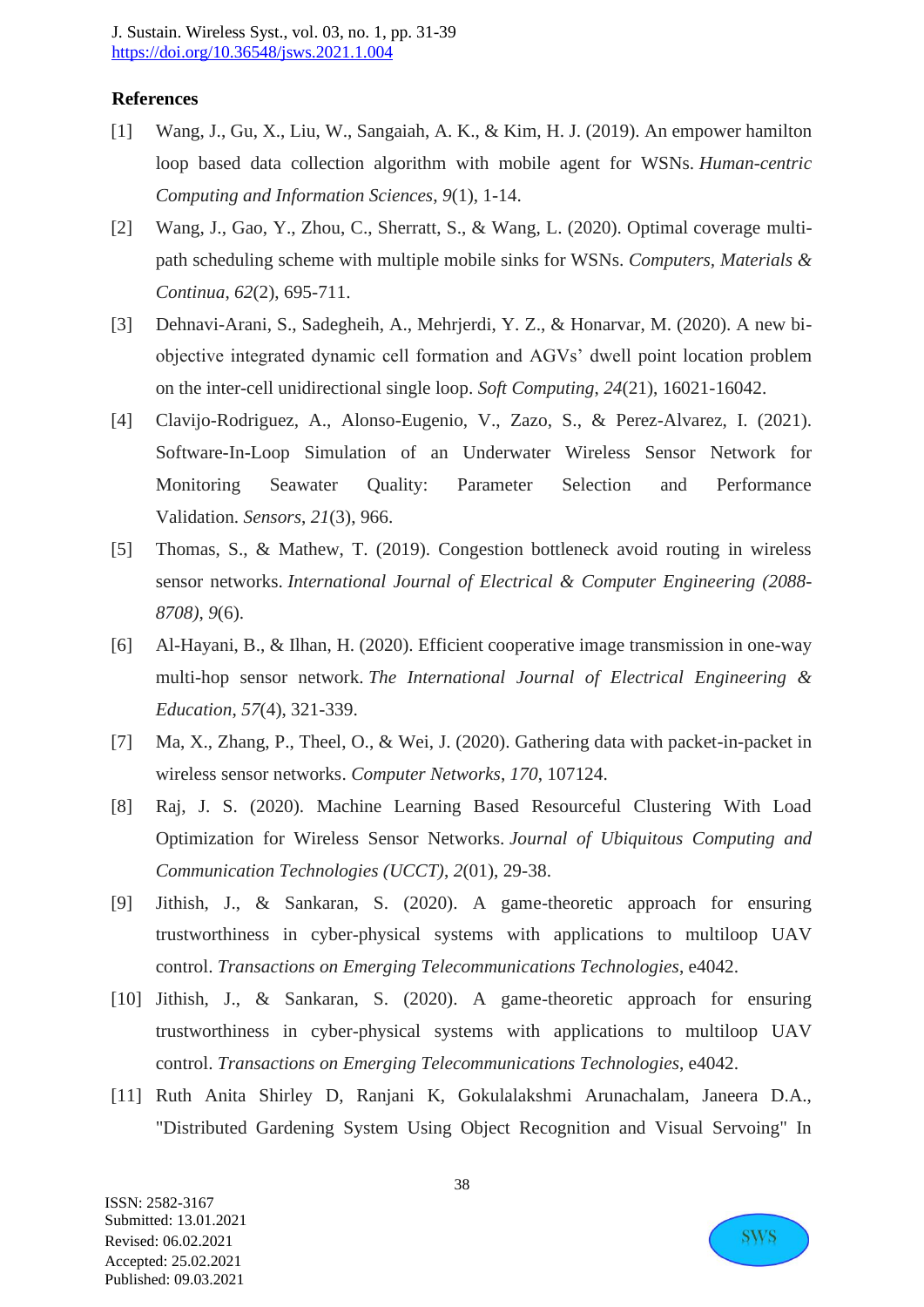## References

[1] Wang, J., Gu, X., Liu, W., Sangaiah, A. K., & Kim, H. J. (2019). An empower hamilton loop based data collection algorithm with mobile agent for WSNs. *Human-centric Computing and Information Sciences*, *9*(1), 1-14.

[2] Wang, J., Gao, Y., Zhou, C., Sherratt, S., & Wang, L. (2020). Optimal coverage multi-path scheduling scheme with multiple mobile sinks for WSNs. *Computers, Materials & Continua*, *62*(2), 695-711.

[3] Dehnavi-Arani, S., Sadegheih, A., Mehrjerdi, Y. Z., & Honarvar, M. (2020). A new bi-objective integrated dynamic cell formation and AGVs' dwell point location problem on the inter-cell unidirectional single loop. *Soft Computing*, *24*(21), 16021-16042.

[4] Clavijo-Rodriguez, A., Alonso-Eugenio, V., Zazo, S., & Perez-Alvarez, I. (2021). Software-In-Loop Simulation of an Underwater Wireless Sensor Network for Monitoring Seawater Quality: Parameter Selection and Performance Validation. *Sensors*, *21*(3), 966.

[5] Thomas, S., & Mathew, T. (2019). Congestion bottleneck avoid routing in wireless sensor networks. *International Journal of Electrical & Computer Engineering (2088-8708)*, *9*(6).

[6] Al-Hayani, B., & Ilhan, H. (2020). Efficient cooperative image transmission in one-way multi-hop sensor network. *The International Journal of Electrical Engineering & Education*, *57*(4), 321-339.

[7] Ma, X., Zhang, P., Theel, O., & Wei, J. (2020). Gathering data with packet-in-packet in wireless sensor networks. *Computer Networks*, *170*, 107124.

[8] Raj, J. S. (2020). Machine Learning Based Resourceful Clustering With Load Optimization for Wireless Sensor Networks. *Journal of Ubiquitous Computing and Communication Technologies (UCCT)*, *2*(01), 29-38.

[9] Jithish, J., & Sankaran, S. (2020). A game‐theoretic approach for ensuring trustworthiness in cyber‐physical systems with applications to multiloop UAV control. *Transactions on Emerging Telecommunications Technologies*, e4042.

[10] Jithish, J., & Sankaran, S. (2020). A game‐theoretic approach for ensuring trustworthiness in cyber‐physical systems with applications to multiloop UAV control. *Transactions on Emerging Telecommunications Technologies*, e4042.

[11] Ruth Anita Shirley D, Ranjani K, Gokulalakshmi Arunachalam, Janeera D.A., "Distributed Gardening System Using Object Recognition and Visual Servoing" In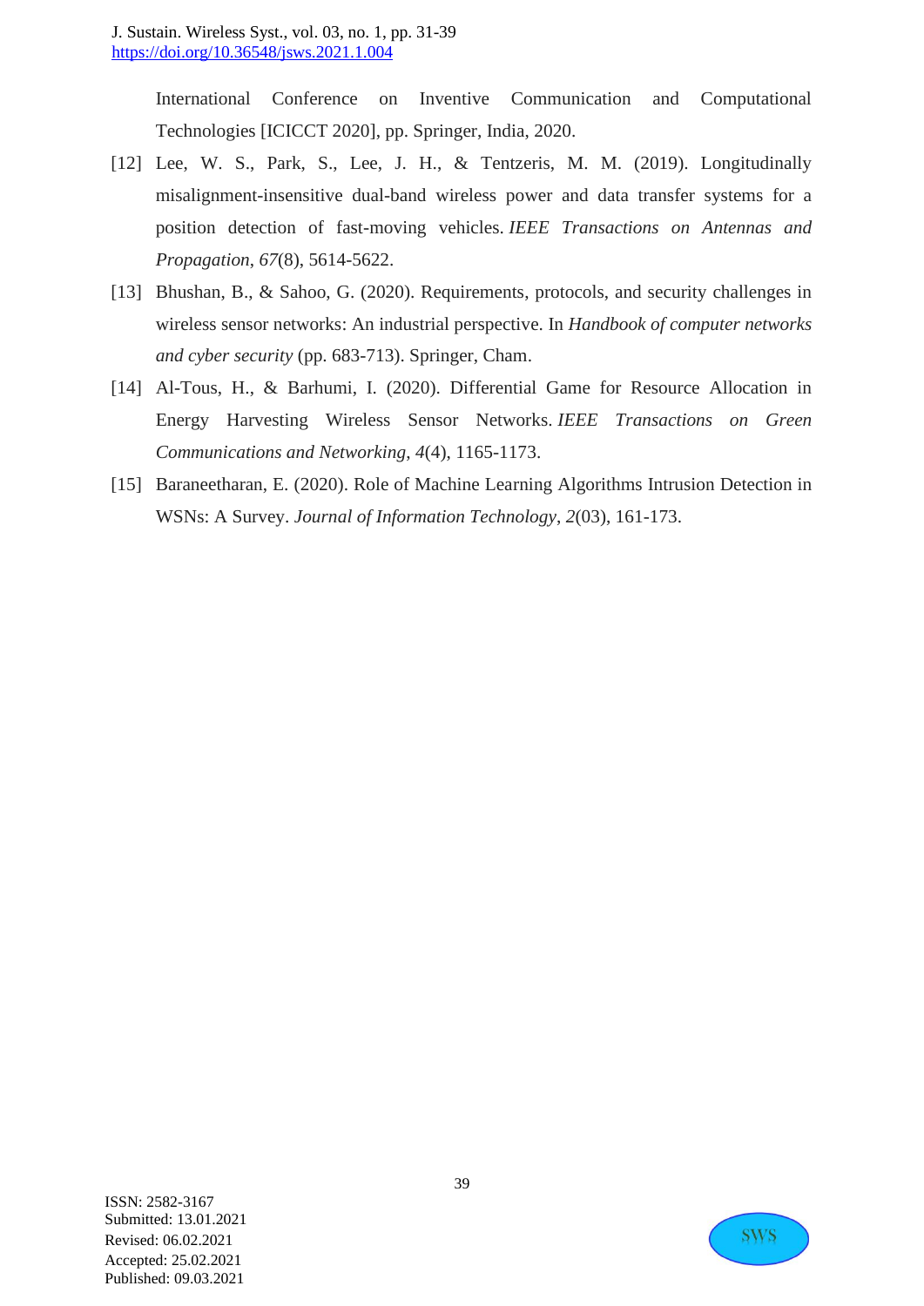International Conference on Inventive Communication and Computational Technologies [ICICCT 2020], pp. Springer, India, 2020.

[12] Lee, W. S., Park, S., Lee, J. H., & Tentzeris, M. M. (2019). Longitudinally misalignment-insensitive dual-band wireless power and data transfer systems for a position detection of fast-moving vehicles. *IEEE Transactions on Antennas and Propagation*, *67*(8), 5614-5622.

[13] Bhushan, B., & Sahoo, G. (2020). Requirements, protocols, and security challenges in wireless sensor networks: An industrial perspective. In *Handbook of computer networks and cyber security* (pp. 683-713). Springer, Cham.

[14] Al-Tous, H., & Barhumi, I. (2020). Differential Game for Resource Allocation in Energy Harvesting Wireless Sensor Networks. *IEEE Transactions on Green Communications and Networking*, *4*(4), 1165-1173.

[15] Baraneetharan, E. (2020). Role of Machine Learning Algorithms Intrusion Detection in WSNs: A Survey. *Journal of Information Technology*, *2*(03), 161-173.

ISSN: 2582-3167
Submitted: 13.01.2021
Revised: 06.02.2021
Accepted: 25.02.2021
Published: 09.03.2021